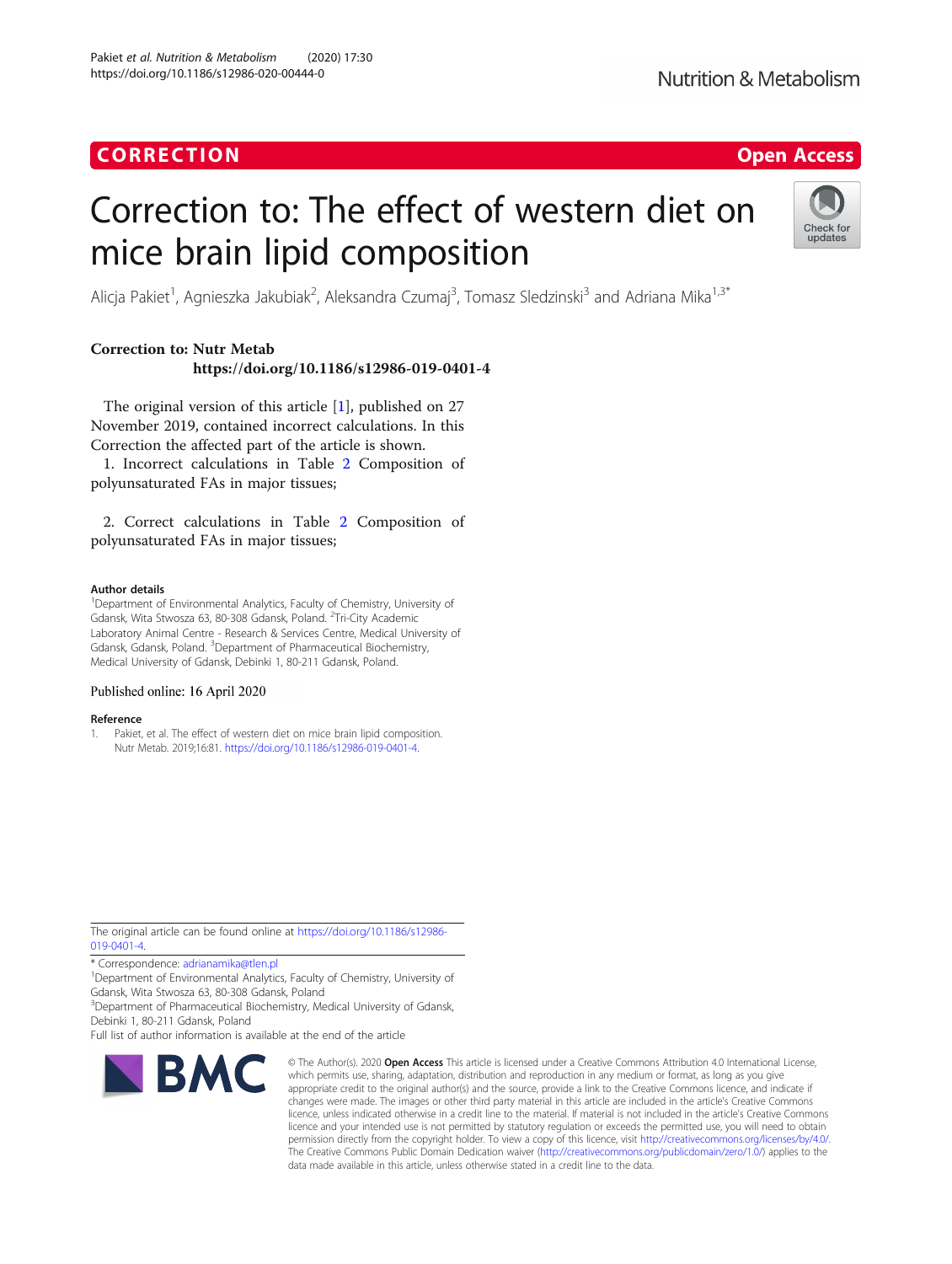CORRECTION

Open Access

# Correction to: The effect of western diet on mice brain lipid composition

Alicja Pakiet[1], Agnieszka Jakubiak[2], Aleksandra Czumaj[3], Tomasz Sledzinski[3] and Adriana Mika[1,3*]

**Correction to: Nutr Metab**
**https://doi.org/10.1186/s12986-019-0401-4**

The original version of this article [1], published on 27 November 2019, contained incorrect calculations. In this Correction the affected part of the article is shown.

1. Incorrect calculations in Table 2 Composition of polyunsaturated FAs in major tissues;

2. Correct calculations in Table 2 Composition of polyunsaturated FAs in major tissues;

### Author details

[1]Department of Environmental Analytics, Faculty of Chemistry, University of Gdansk, Wita Stwosza 63, 80-308 Gdansk, Poland. [2]Tri-City Academic Laboratory Animal Centre - Research & Services Centre, Medical University of Gdansk, Gdansk, Poland. [3]Department of Pharmaceutical Biochemistry, Medical University of Gdansk, Debinki 1, 80-211 Gdansk, Poland.

Published online: 16 April 2020

### Reference

1. Pakiet, et al. The effect of western diet on mice brain lipid composition. Nutr Metab. 2019;16:81. https://doi.org/10.1186/s12986-019-0401-4.

The original article can be found online at https://doi.org/10.1186/s12986-019-0401-4.

\* Correspondence: adrianamika@tlen.pl
[1]Department of Environmental Analytics, Faculty of Chemistry, University of Gdansk, Wita Stwosza 63, 80-308 Gdansk, Poland
[3]Department of Pharmaceutical Biochemistry, Medical University of Gdansk, Debinki 1, 80-211 Gdansk, Poland
Full list of author information is available at the end of the article

© The Author(s). 2020 **Open Access** This article is licensed under a Creative Commons Attribution 4.0 International License, which permits use, sharing, adaptation, distribution and reproduction in any medium or format, as long as you give appropriate credit to the original author(s) and the source, provide a link to the Creative Commons licence, and indicate if changes were made. The images or other third party material in this article are included in the article's Creative Commons licence, unless indicated otherwise in a credit line to the material. If material is not included in the article's Creative Commons licence and your intended use is not permitted by statutory regulation or exceeds the permitted use, you will need to obtain permission directly from the copyright holder. To view a copy of this licence, visit http://creativecommons.org/licenses/by/4.0/. The Creative Commons Public Domain Dedication waiver (http://creativecommons.org/publicdomain/zero/1.0/) applies to the data made available in this article, unless otherwise stated in a credit line to the data.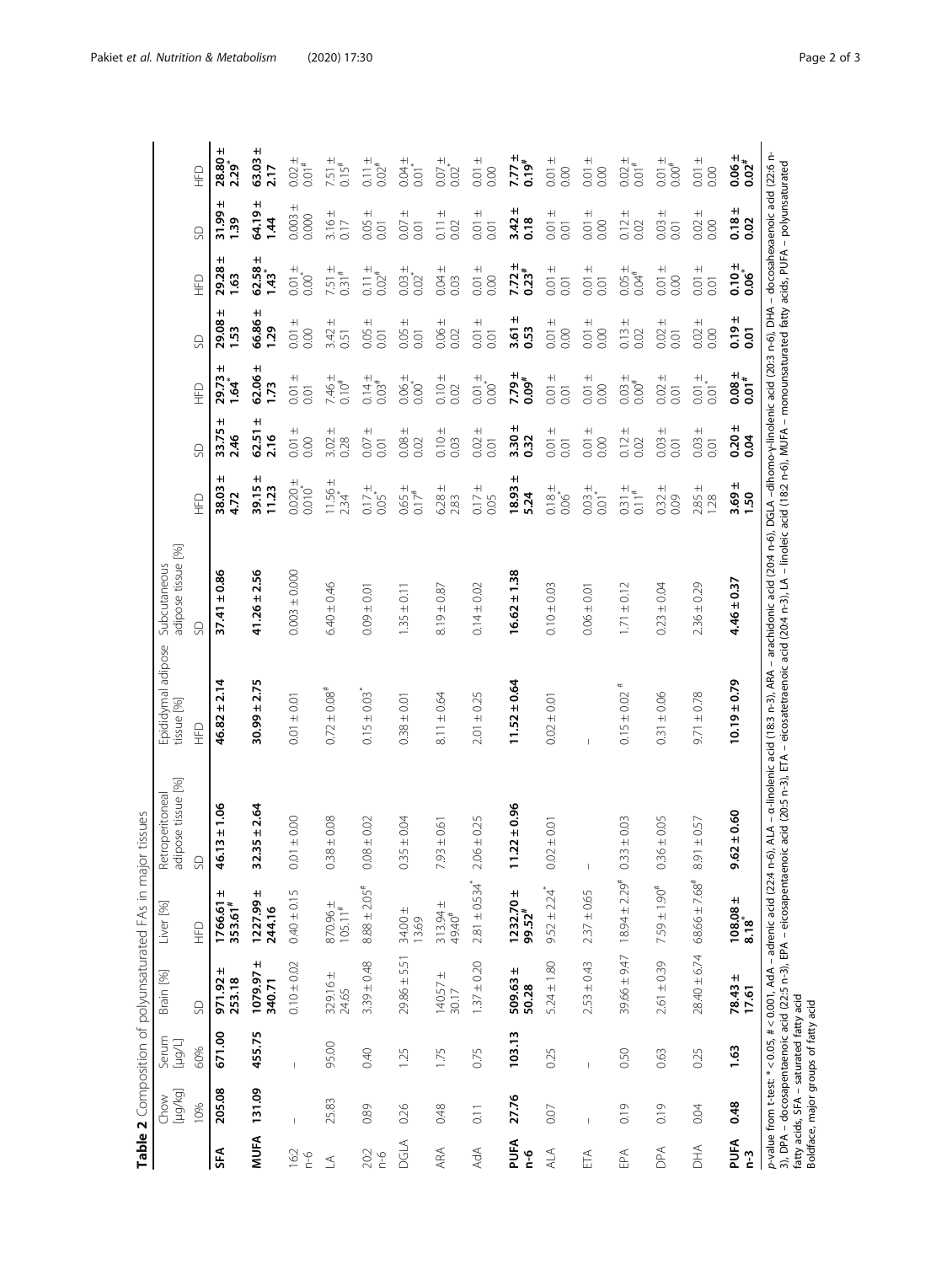**Table 2** Composition of polyunsaturated FAs in major tissues

| | Chow [µg/kg] | Serum [µg/L] | Brain [%] | Liver [%] | Retroperitoneal adipose tissue [%] | Epididymal adipose tissue [%] | Subcutaneous adipose tissue [%] | | | | | | | |
|---|---|---|---|---|---|---|---|---|---|---|---|---|---|---|
| | 10% | 60% | SD | HFD | SD | HFD | SD | HFD | SD | HFD | SD | HFD | SD | HFD |
| **SFA** | **205.08** | **671.00** | **971.92 ± 253.18** | **1766.61 ± 353.61**$^{\#}$ | **46.13 ± 1.06** | **46.82 ± 2.14** | **37.41 ± 0.86** | **38.03 ± 4.72** | **33.75 ± 2.46** | **29.73 ± 1.64**$^{*}$ | **29.08 ± 1.53** | **29.28 ± 1.63** | **31.99 ± 1.39** | **28.80 ± 2.29**$^{*}$ |
| **MUFA** | **131.09** | **455.75** | **1079.97 ± 340.71** | **1227.99 ± 244.16** | **32.35 ± 2.64** | **30.99 ± 2.75** | **41.26 ± 2.56** | **39.15 ± 11.23** | **62.51 ± 2.16** | **62.06 ± 1.73** | **66.86 ± 1.29** | **62.58 ± 1.43**$^{*}$ | **64.19 ± 1.44** | **63.03 ± 2.17** |
| 16:2 n-6 | – | – | 0.10 ± 0.02 | 0.40 ± 0.15 | 0.01 ± 0.00 | 0.01 ± 0.01 | 0.003 ± 0.000 | 0.020 ± 0.010$^{*}$ | 0.01 ± 0.00 | 0.01 ± 0.01 | 0.01 ± 0.00 | 0.01 ± 0.00$^{*}$ | 0.003 ± 0.000 | 0.02 ± 0.01$^{\#}$ |
| LA | 25.83 | 95.00 | 329.16 ± 24.65 | 870.96 ± 105.11$^{\#}$ | 0.38 ± 0.08 | 0.72 ± 0.08$^{\#}$ | 6.40 ± 0.46 | 11.56 ± 2.34$^{*}$ | 3.02 ± 0.28 | 7.46 ± 0.10$^{\#}$ | 3.42 ± 0.51 | 7.51 ± 0.31$^{\#}$ | 3.16 ± 0.17 | 7.51 ± 0.15$^{\#}$ |
| 20:2 n-6 | 0.89 | 0.40 | 3.39 ± 0.48 | 8.88 ± 2.05$^{\#}$ | 0.08 ± 0.02 | 0.15 ± 0.03$^{*}$ | 0.09 ± 0.01 | 0.17 ± 0.05$^{*}$ | 0.07 ± 0.01 | 0.14 ± 0.03$^{\#}$ | 0.05 ± 0.01 | 0.11 ± 0.02$^{\#}$ | 0.05 ± 0.01 | 0.11 ± 0.02$^{\#}$ |
| DGLA | 0.26 | 1.25 | 29.86 ± 5.51 | 34.00 ± 13.69 | 0.35 ± 0.04 | 0.38 ± 0.01 | 1.35 ± 0.11 | 0.65 ± 0.17$^{\#}$ | 0.08 ± 0.02 | 0.06 ± 0.00$^{*}$ | 0.05 ± 0.01 | 0.03 ± 0.02$^{*}$ | 0.07 ± 0.01 | 0.04 ± 0.01$^{*}$ |
| ARA | 0.48 | 1.75 | 140.57 ± 30.17 | 313.94 ± 49.40$^{\#}$ | 7.93 ± 0.61 | 8.11 ± 0.64 | 8.19 ± 0.87 | 6.28 ± 2.83 | 0.10 ± 0.03 | 0.10 ± 0.02 | 0.06 ± 0.02 | 0.04 ± 0.03 | 0.11 ± 0.02 | 0.07 ± 0.02$^{*}$ |
| AdA | 0.11 | 0.75 | 1.37 ± 0.20 | 2.81 ± 0.534$^{*}$ | 2.06 ± 0.25 | 2.01 ± 0.25 | 0.14 ± 0.02 | 0.17 ± 0.05 | 0.02 ± 0.01 | 0.01 ± 0.00$^{*}$ | 0.01 ± 0.01 | 0.01 ± 0.00 | 0.01 ± 0.01 | 0.01 ± 0.00 |
| **PUFA n-6** | **27.76** | **103.13** | **509.63 ± 50.28** | **1232.70 ± 99.52**$^{\#}$ | **11.22 ± 0.96** | **11.52 ± 0.64** | **16.62 ± 1.38** | **18.93 ± 5.24** | **3.30 ± 0.32** | **7.79 ± 0.09**$^{\#}$ | **3.61 ± 0.53** | **7.72 ± 0.23**$^{\#}$ | **3.42 ± 0.18** | **7.77 ± 0.19**$^{\#}$ |
| ALA | 0.07 | 0.25 | 5.24 ± 1.80 | 9.52 ± 2.24$^{*}$ | 0.02 ± 0.01 | 0.02 ± 0.01 | 0.10 ± 0.03 | 0.18 ± 0.06$^{*}$ | 0.01 ± 0.01 | 0.01 ± 0.01 | 0.01 ± 0.00 | 0.01 ± 0.01 | 0.01 ± 0.01 | 0.01 ± 0.00 |
| ETA | – | – | 2.53 ± 0.43 | 2.37 ± 0.65 | – | – | 0.06 ± 0.01 | 0.03 ± 0.01$^{*}$ | 0.01 ± 0.00 | 0.01 ± 0.00 | 0.01 ± 0.00 | 0.01 ± 0.01 | 0.01 ± 0.00 | 0.01 ± 0.00 |
| EPA | 0.19 | 0.50 | 39.66 ± 9.47 | 18.94 ± 2.29$^{\#}$ | 0.33 ± 0.03 | 0.15 ± 0.02 $^{\#}$ | 1.71 ± 0.12 | 0.31 ± 0.11$^{\#}$ | 0.12 ± 0.02 | 0.03 ± 0.00$^{\#}$ | 0.13 ± 0.02 | 0.05 ± 0.04$^{\#}$ | 0.12 ± 0.02 | 0.02 ± 0.01$^{\#}$ |
| DPA | 0.19 | 0.63 | 2.61 ± 0.39 | 7.59 ± 1.90$^{\#}$ | 0.36 ± 0.05 | 0.31 ± 0.06 | 0.23 ± 0.04 | 0.32 ± 0.09 | 0.03 ± 0.01 | 0.02 ± 0.01 | 0.02 ± 0.01 | 0.01 ± 0.00 | 0.03 ± 0.01 | 0.01 ± 0.00$^{\#}$ |
| DHA | 0.04 | 0.25 | 28.40 ± 6.74 | 68.66 ± 7.68$^{\#}$ | 8.91 ± 0.57 | 9.71 ± 0.78 | 2.36 ± 0.29 | 2.85 ± 1.28 | 0.03 ± 0.01 | 0.01 ± 0.01$^{*}$ | 0.02 ± 0.00 | 0.01 ± 0.01 | 0.02 ± 0.00 | 0.01 ± 0.00 |
| **PUFA n-3** | **0.48** | **1.63** | **78.43 ± 17.61** | **108.08 ± 8.18**$^{*}$ | **9.62 ± 0.60** | **10.19 ± 0.79** | **4.46 ± 0.37** | **3.69 ± 1.50** | **0.20 ± 0.04** | **0.08 ± 0.01**$^{\#}$ | **0.19 ± 0.01** | **0.10 ± 0.06**$^{*}$ | **0.18 ± 0.02** | **0.06 ± 0.02**$^{\#}$ |

*p*-value from t-test: * < 0.05, # < 0.001, AdA – adrenic acid (22:4 n-6), ALA – α-linolenic acid (18:3 n-3), ARA – arachidonic acid (20:4 n-6), DGLA –dihomo-γ-linolenic acid (20:3 n-6), DHA – docosahexaenoic acid (22:6 n-3), DPA – docosapentaenoic acid (22:5 n-3), EPA – eicosapentaenoic acid (20:5 n-3), ETA – eicosatetraenoic acid (20:4 n-3), LA – linoleic acid (18:2 n-6), MUFA – monounsaturated fatty acids, PUFA – polyunsaturated fatty acids, SFA – saturated fatty acid
Boldface, major groups of fatty acid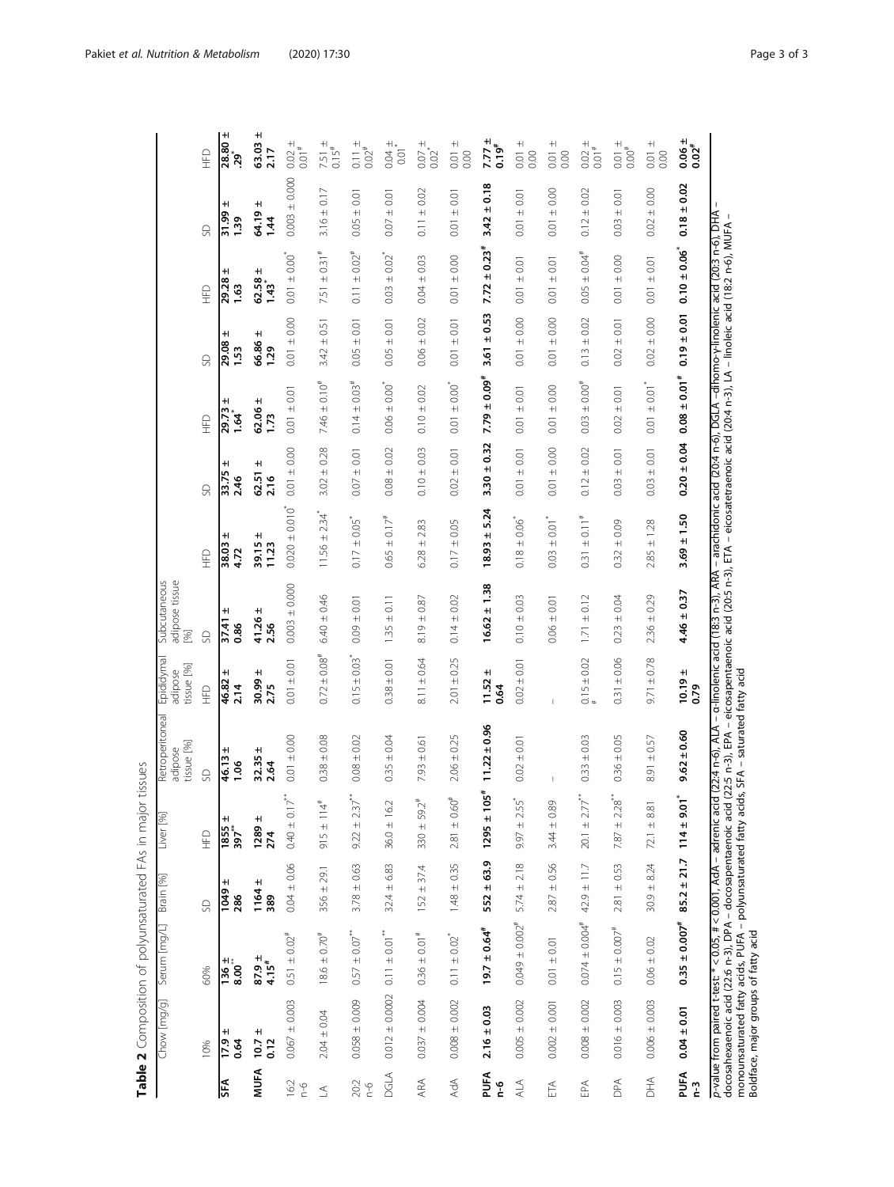**Table 2** Composition of polyunsaturated FAs in major tissues

| | Chow [mg/g] | Serum [mg/L] | Brain [%] | Liver [%] | Retroperitoneal adipose tissue [%] | Epididymal adipose tissue [%] | Subcutaneous adipose tissue [%] | | | | | | | |
|---|---|---|---|---|---|---|---|---|---|---|---|---|---|---|
| | 10% | 60% | SD | HFD | SD | HFD | SD | HFD | SD | HFD | SD | HFD | SD | HFD |
| **SFA** | **17.9 ± 0.64** | **136 ± 8.00**\*\* | **1049 ± 286** | **1855 ± 397**\*\* | **46.13 ± 1.06** | **46.82 ± 2.14** | **37.41 ± 0.86** | **38.03 ± 4.72** | **33.75 ± 2.46** | **29.73 ± 1.64**\* | **29.08 ± 1.53** | **29.28 ± 1.63** | **31.99 ± 1.39** | **28.80 ± .29**\* |
| **MUFA** | **10.7 ± 0.12** | **87.9 ± 4.15**# | **1164 ± 389** | **1289 ± 274** | **32.35 ± 2.64** | **30.99 ± 2.75** | **41.26 ± 2.56** | **39.15 ± 11.23** | **62.51 ± 2.16** | **62.06 ± 1.73** | **66.86 ± 1.29** | **62.58 ± 1.43**\* | **64.19 ± 1.44** | **63.03 ± 2.17** |
| 16:2 n-6 | 0.067 ± 0.003 | 0.51 ± 0.02# | 0.04 ± 0.06 | 0.40 ± 0.17\*\* | 0.01 ± 0.00 | 0.01 ± 0.01 | 0.003 ± 0.000 | 0.020 ± 0.010\* | 0.01 ± 0.00 | 0.01 ± 0.01 | 0.01 ± 0.00 | 0.01 ± 0.00\* | 0.003 ± 0.000 | 0.02 ± 0.01# |
| LA | 2.04 ± 0.04 | 18.6 ± 0.70# | 356 ± 29.1 | 915 ± 114# | 0.38 ± 0.08 | 0.72 ± 0.08# | 6.40 ± 0.46 | 11.56 ± 2.34\* | 3.02 ± 0.28 | 7.46 ± 0.10# | 3.42 ± 0.51 | 7.51 ± 0.31# | 3.16 ± 0.17 | 7.51 ± 0.15# |
| 20:2 n-6 | 0.058 ± 0.009 | 0.57 ± 0.07\*\* | 3.78 ± 0.63 | 9.22 ± 2.37\*\* | 0.08 ± 0.02 | 0.15 ± 0.03\* | 0.09 ± 0.01 | 0.17 ± 0.05\* | 0.07 ± 0.01 | 0.14 ± 0.03# | 0.05 ± 0.01 | 0.11 ± 0.02# | 0.05 ± 0.01 | 0.11 ± 0.02# |
| DGLA | 0.012 ± 0.0002 | 0.11 ± 0.01\*\* | 32.4 ± 6.83 | 36.0 ± 16.2 | 0.35 ± 0.04 | 0.38 ± 0.01 | 1.35 ± 0.11 | 0.65 ± 0.17# | 0.08 ± 0.02 | 0.06 ± 0.00\* | 0.05 ± 0.01 | 0.03 ± 0.02\* | 0.07 ± 0.01 | 0.04 ± 0.01\* |
| ARA | 0.037 ± 0.004 | 0.36 ± 0.01# | 152 ± 37.4 | 330 ± 59.2# | 7.93 ± 0.61 | 8.11 ± 0.64 | 8.19 ± 0.87 | 6.28 ± 2.83 | 0.10 ± 0.03 | 0.10 ± 0.02 | 0.06 ± 0.02 | 0.04 ± 0.03 | 0.11 ± 0.02 | 0.07 ± 0.02\* |
| AdA | 0.008 ± 0.002 | 0.11 ± 0.02\* | 1.48 ± 0.35 | 2.81 ± 0.60# | 2.06 ± 0.25 | 2.01 ± 0.25 | 0.14 ± 0.02 | 0.17 ± 0.05 | 0.02 ± 0.01 | 0.01 ± 0.00\* | 0.01 ± 0.01 | 0.01 ± 0.00 | 0.01 ± 0.01 | 0.01 ± 0.00 |
| **PUFA n-6** | **2.16 ± 0.03** | **19.7 ± 0.64**# | **552 ± 63.9** | **1295 ± 105**# | **11.22 ± 0.96** | **11.52 ± 0.64** | **16.62 ± 1.38** | **18.93 ± 5.24** | **3.30 ± 0.32** | **7.79 ± 0.09**# | **3.61 ± 0.53** | **7.72 ± 0.23**# | **3.42 ± 0.18** | **7.77 ± 0.19**# |
| ALA | 0.005 ± 0.002 | 0.049 ± 0.002# | 5.74 ± 2.18 | 9.97 ± 2.55\* | 0.02 ± 0.01 | 0.02 ± 0.01 | 0.10 ± 0.03 | 0.18 ± 0.06\* | 0.01 ± 0.01 | 0.01 ± 0.01 | 0.01 ± 0.00 | 0.01 ± 0.01 | 0.01 ± 0.01 | 0.01 ± 0.00 |
| ETA | 0.002 ± 0.001 | 0.01 ± 0.01 | 2.87 ± 0.56 | 3.44 ± 0.89 | – | – | 0.06 ± 0.01 | 0.03 ± 0.01\* | 0.01 ± 0.00 | 0.01 ± 0.00 | 0.01 ± 0.00 | 0.01 ± 0.01 | 0.01 ± 0.00 | 0.01 ± 0.00 |
| EPA | 0.008 ± 0.002 | 0.074 ± 0.004# | 42.9 ± 11.7 | 20.1 ± 2.77\*\* | 0.33 ± 0.03 | 0.15 ± 0.02# | 1.71 ± 0.12 | 0.31 ± 0.11# | 0.12 ± 0.02 | 0.03 ± 0.00# | 0.13 ± 0.02 | 0.05 ± 0.04# | 0.12 ± 0.02 | 0.02 ± 0.01# |
| DPA | 0.016 ± 0.003 | 0.15 ± 0.007# | 2.81 ± 0.53 | 7.87 ± 2.28\*\* | 0.36 ± 0.05 | 0.31 ± 0.06 | 0.23 ± 0.04 | 0.32 ± 0.09 | 0.03 ± 0.01 | 0.02 ± 0.01 | 0.02 ± 0.01 | 0.01 ± 0.00 | 0.03 ± 0.01 | 0.01 ± 0.00# |
| DHA | 0.006 ± 0.003 | 0.06 ± 0.02 | 30.9 ± 8.24 | 72.1 ± 8.81 | 8.91 ± 0.57 | 9.71 ± 0.78 | 2.36 ± 0.29 | 2.85 ± 1.28 | 0.03 ± 0.01 | 0.01 ± 0.01\* | 0.02 ± 0.00 | 0.01 ± 0.01 | 0.02 ± 0.00 | 0.01 ± 0.00 |
| **PUFA n-3** | **0.04 ± 0.01** | **0.35 ± 0.007**# | **85.2 ± 21.7** | **114 ± 9.01**\* | **9.62 ± 0.60** | **10.19 ± 0.79** | **4.46 ± 0.37** | **3.69 ± 1.50** | **0.20 ± 0.04** | **0.08 ± 0.01**# | **0.19 ± 0.01** | **0.10 ± 0.06**\* | **0.18 ± 0.02** | **0.06 ± 0.02**# |

p-value from paired t-test: \* < 0.05, # < 0.001, AdA – adrenic acid (22:4 n-6), ALA – α-linolenic acid (18:3 n-3), ARA – arachidonic acid (20:4 n-6), DGLA –dihomo-γ-linolenic acid (20:3 n-6), DHA – docosahexaenoic acid (22:6 n-3), DPA – docosapentaenoic acid (22:5 n-3), EPA – eicosapentaenoic acid (20:5 n-3), ETA – eicosatetraenoic acid (20:4 n-3), LA – linoleic acid (18:2 n-6), MUFA – monounsaturated fatty acids, PUFA – polyunsaturated fatty acids, SFA – saturated fatty acid
Boldface, major groups of fatty acid